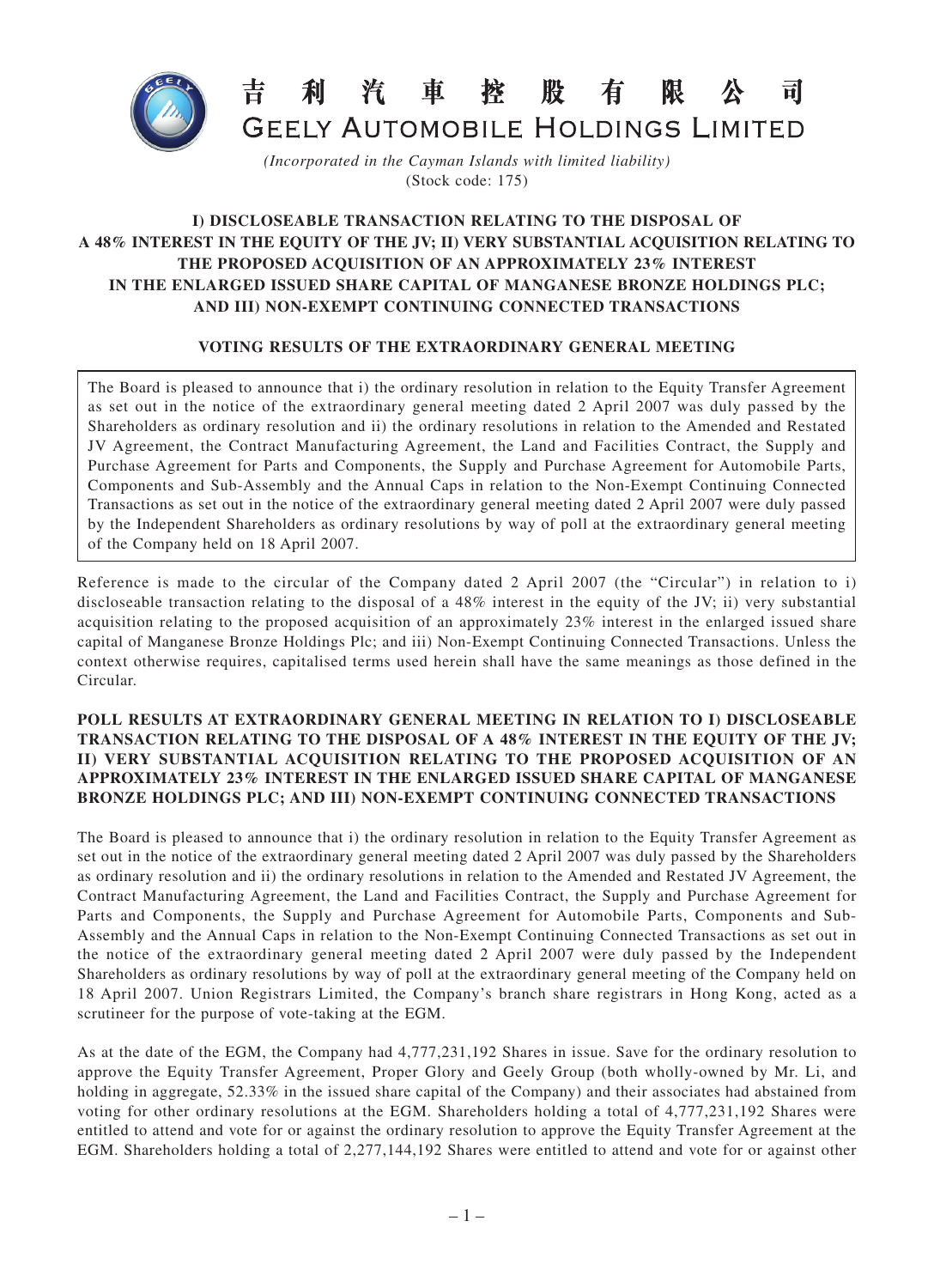# 吉利汽車控股有限公司
# GEELY AUTOMOBILE HOLDINGS LIMITED

*(Incorporated in the Cayman Islands with limited liability)*
(Stock code: 175)

## I) DISCLOSEABLE TRANSACTION RELATING TO THE DISPOSAL OF A 48% INTEREST IN THE EQUITY OF THE JV; II) VERY SUBSTANTIAL ACQUISITION RELATING TO THE PROPOSED ACQUISITION OF AN APPROXIMATELY 23% INTEREST IN THE ENLARGED ISSUED SHARE CAPITAL OF MANGANESE BRONZE HOLDINGS PLC; AND III) NON-EXEMPT CONTINUING CONNECTED TRANSACTIONS

## VOTING RESULTS OF THE EXTRAORDINARY GENERAL MEETING

The Board is pleased to announce that i) the ordinary resolution in relation to the Equity Transfer Agreement as set out in the notice of the extraordinary general meeting dated 2 April 2007 was duly passed by the Shareholders as ordinary resolution and ii) the ordinary resolutions in relation to the Amended and Restated JV Agreement, the Contract Manufacturing Agreement, the Land and Facilities Contract, the Supply and Purchase Agreement for Parts and Components, the Supply and Purchase Agreement for Automobile Parts, Components and Sub-Assembly and the Annual Caps in relation to the Non-Exempt Continuing Connected Transactions as set out in the notice of the extraordinary general meeting dated 2 April 2007 were duly passed by the Independent Shareholders as ordinary resolutions by way of poll at the extraordinary general meeting of the Company held on 18 April 2007.

Reference is made to the circular of the Company dated 2 April 2007 (the "Circular") in relation to i) discloseable transaction relating to the disposal of a 48% interest in the equity of the JV; ii) very substantial acquisition relating to the proposed acquisition of an approximately 23% interest in the enlarged issued share capital of Manganese Bronze Holdings Plc; and iii) Non-Exempt Continuing Connected Transactions. Unless the context otherwise requires, capitalised terms used herein shall have the same meanings as those defined in the Circular.

**POLL RESULTS AT EXTRAORDINARY GENERAL MEETING IN RELATION TO I) DISCLOSEABLE TRANSACTION RELATING TO THE DISPOSAL OF A 48% INTEREST IN THE EQUITY OF THE JV; II) VERY SUBSTANTIAL ACQUISITION RELATING TO THE PROPOSED ACQUISITION OF AN APPROXIMATELY 23% INTEREST IN THE ENLARGED ISSUED SHARE CAPITAL OF MANGANESE BRONZE HOLDINGS PLC; AND III) NON-EXEMPT CONTINUING CONNECTED TRANSACTIONS**

The Board is pleased to announce that i) the ordinary resolution in relation to the Equity Transfer Agreement as set out in the notice of the extraordinary general meeting dated 2 April 2007 was duly passed by the Shareholders as ordinary resolution and ii) the ordinary resolutions in relation to the Amended and Restated JV Agreement, the Contract Manufacturing Agreement, the Land and Facilities Contract, the Supply and Purchase Agreement for Parts and Components, the Supply and Purchase Agreement for Automobile Parts, Components and Sub-Assembly and the Annual Caps in relation to the Non-Exempt Continuing Connected Transactions as set out in the notice of the extraordinary general meeting dated 2 April 2007 were duly passed by the Independent Shareholders as ordinary resolutions by way of poll at the extraordinary general meeting of the Company held on 18 April 2007. Union Registrars Limited, the Company's branch share registrars in Hong Kong, acted as a scrutineer for the purpose of vote-taking at the EGM.

As at the date of the EGM, the Company had 4,777,231,192 Shares in issue. Save for the ordinary resolution to approve the Equity Transfer Agreement, Proper Glory and Geely Group (both wholly-owned by Mr. Li, and holding in aggregate, 52.33% in the issued share capital of the Company) and their associates had abstained from voting for other ordinary resolutions at the EGM. Shareholders holding a total of 4,777,231,192 Shares were entitled to attend and vote for or against the ordinary resolution to approve the Equity Transfer Agreement at the EGM. Shareholders holding a total of 2,277,144,192 Shares were entitled to attend and vote for or against other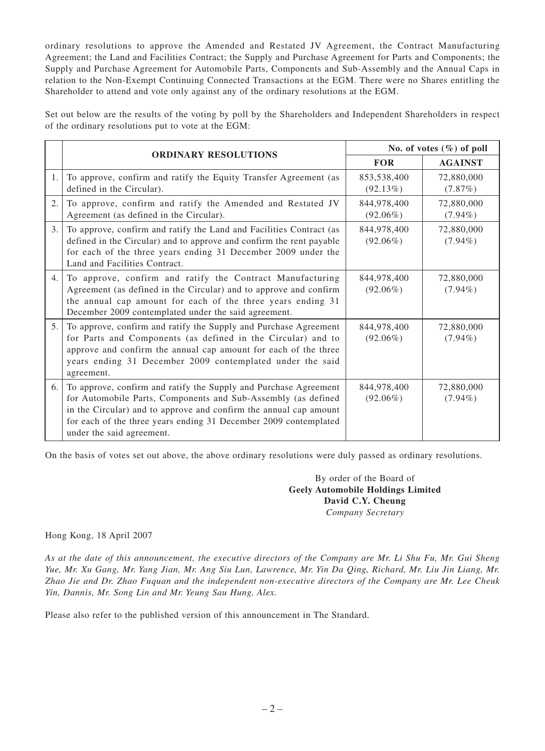ordinary resolutions to approve the Amended and Restated JV Agreement, the Contract Manufacturing Agreement; the Land and Facilities Contract; the Supply and Purchase Agreement for Parts and Components; the Supply and Purchase Agreement for Automobile Parts, Components and Sub-Assembly and the Annual Caps in relation to the Non-Exempt Continuing Connected Transactions at the EGM. There were no Shares entitling the Shareholder to attend and vote only against any of the ordinary resolutions at the EGM.

Set out below are the results of the voting by poll by the Shareholders and Independent Shareholders in respect of the ordinary resolutions put to vote at the EGM:

| | **ORDINARY RESOLUTIONS** | **No. of votes (%) of poll** | |
|---|---|---|---|
| | | **FOR** | **AGAINST** |
| 1. | To approve, confirm and ratify the Equity Transfer Agreement (as defined in the Circular). | 853,538,400 (92.13%) | 72,880,000 (7.87%) |
| 2. | To approve, confirm and ratify the Amended and Restated JV Agreement (as defined in the Circular). | 844,978,400 (92.06%) | 72,880,000 (7.94%) |
| 3. | To approve, confirm and ratify the Land and Facilities Contract (as defined in the Circular) and to approve and confirm the rent payable for each of the three years ending 31 December 2009 under the Land and Facilities Contract. | 844,978,400 (92.06%) | 72,880,000 (7.94%) |
| 4. | To approve, confirm and ratify the Contract Manufacturing Agreement (as defined in the Circular) and to approve and confirm the annual cap amount for each of the three years ending 31 December 2009 contemplated under the said agreement. | 844,978,400 (92.06%) | 72,880,000 (7.94%) |
| 5. | To approve, confirm and ratify the Supply and Purchase Agreement for Parts and Components (as defined in the Circular) and to approve and confirm the annual cap amount for each of the three years ending 31 December 2009 contemplated under the said agreement. | 844,978,400 (92.06%) | 72,880,000 (7.94%) |
| 6. | To approve, confirm and ratify the Supply and Purchase Agreement for Automobile Parts, Components and Sub-Assembly (as defined in the Circular) and to approve and confirm the annual cap amount for each of the three years ending 31 December 2009 contemplated under the said agreement. | 844,978,400 (92.06%) | 72,880,000 (7.94%) |

On the basis of votes set out above, the above ordinary resolutions were duly passed as ordinary resolutions.

By order of the Board of
**Geely Automobile Holdings Limited**
**David C.Y. Cheung**
*Company Secretary*

Hong Kong, 18 April 2007

*As at the date of this announcement, the executive directors of the Company are Mr. Li Shu Fu, Mr. Gui Sheng Yue, Mr. Xu Gang, Mr. Yang Jian, Mr. Ang Siu Lun, Lawrence, Mr. Yin Da Qing, Richard, Mr. Liu Jin Liang, Mr. Zhao Jie and Dr. Zhao Fuquan and the independent non-executive directors of the Company are Mr. Lee Cheuk Yin, Dannis, Mr. Song Lin and Mr. Yeung Sau Hung, Alex.*

Please also refer to the published version of this announcement in The Standard.